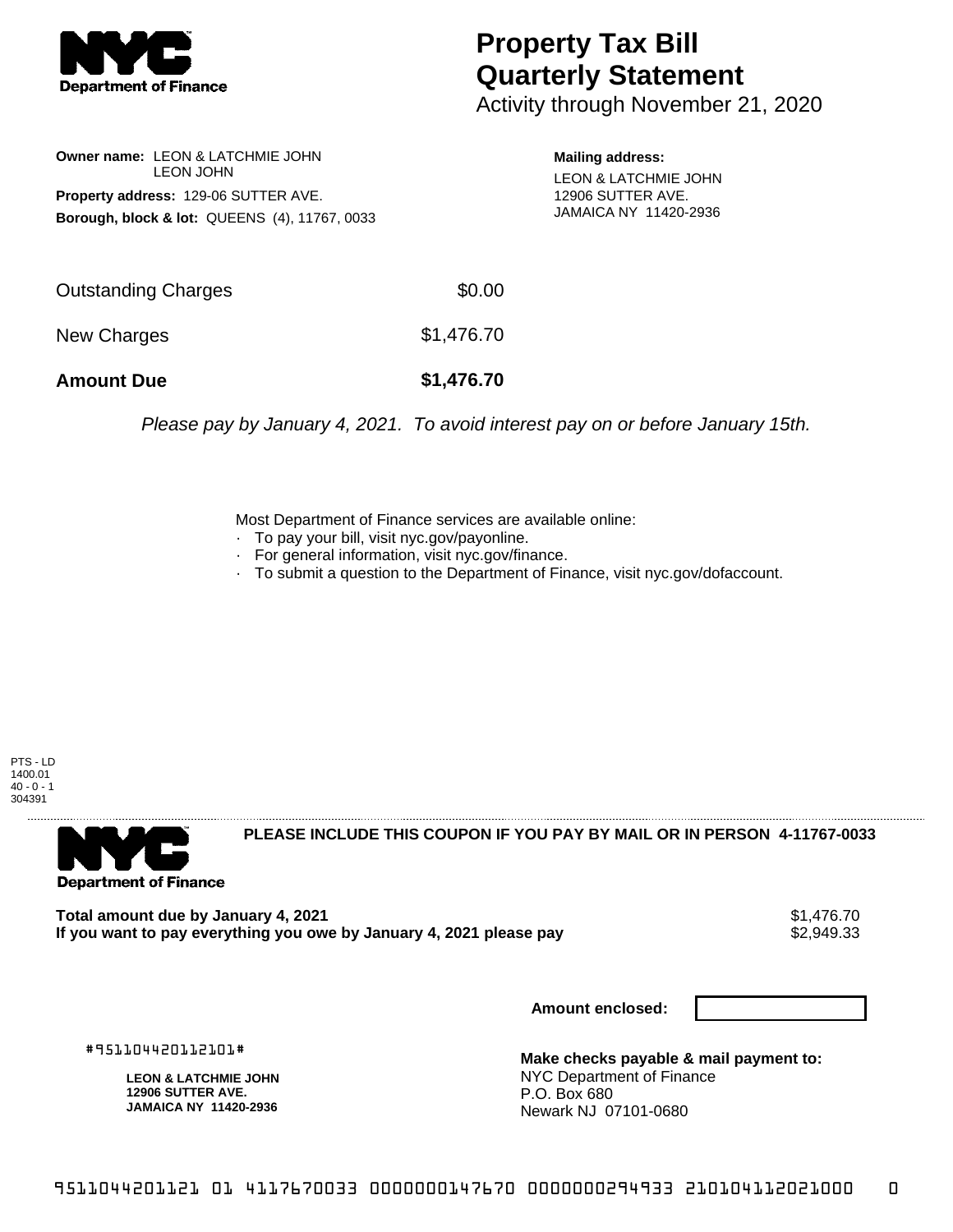# Property Tax Bill Quarterly Statement

Activity through November 21, 2020

**Owner name:** LEON & LATCHMIE JOHN
LEON JOHN

**Property address:** 129-06 SUTTER AVE.

**Borough, block & lot:** QUEENS (4), 11767, 0033

**Mailing address:**
LEON & LATCHMIE JOHN
12906 SUTTER AVE.
JAMAICA NY 11420-2936

| | |
|---|---|
| Outstanding Charges | $0.00 |
| New Charges | $1,476.70 |
| **Amount Due** | **$1,476.70** |

*Please pay by January 4, 2021. To avoid interest pay on or before January 15th.*

Most Department of Finance services are available online:

- To pay your bill, visit nyc.gov/payonline.
- For general information, visit nyc.gov/finance.
- To submit a question to the Department of Finance, visit nyc.gov/dofaccount.

PTS - LD
1400.01
40 - 0 - 1
304391

**PLEASE INCLUDE THIS COUPON IF YOU PAY BY MAIL OR IN PERSON 4-11767-0033**

| | |
|---|---|
| **Total amount due by January 4, 2021** | $1,476.70 |
| **If you want to pay everything you owe by January 4, 2021 please pay** | $2,949.33 |

**Amount enclosed:**

#951104420112101#

**LEON & LATCHMIE JOHN**
**12906 SUTTER AVE.**
**JAMAICA NY 11420-2936**

**Make checks payable & mail payment to:**
NYC Department of Finance
P.O. Box 680
Newark NJ 07101-0680

9511044201121 01 4117670033 0000000147670 0000000294933 210104112021000 0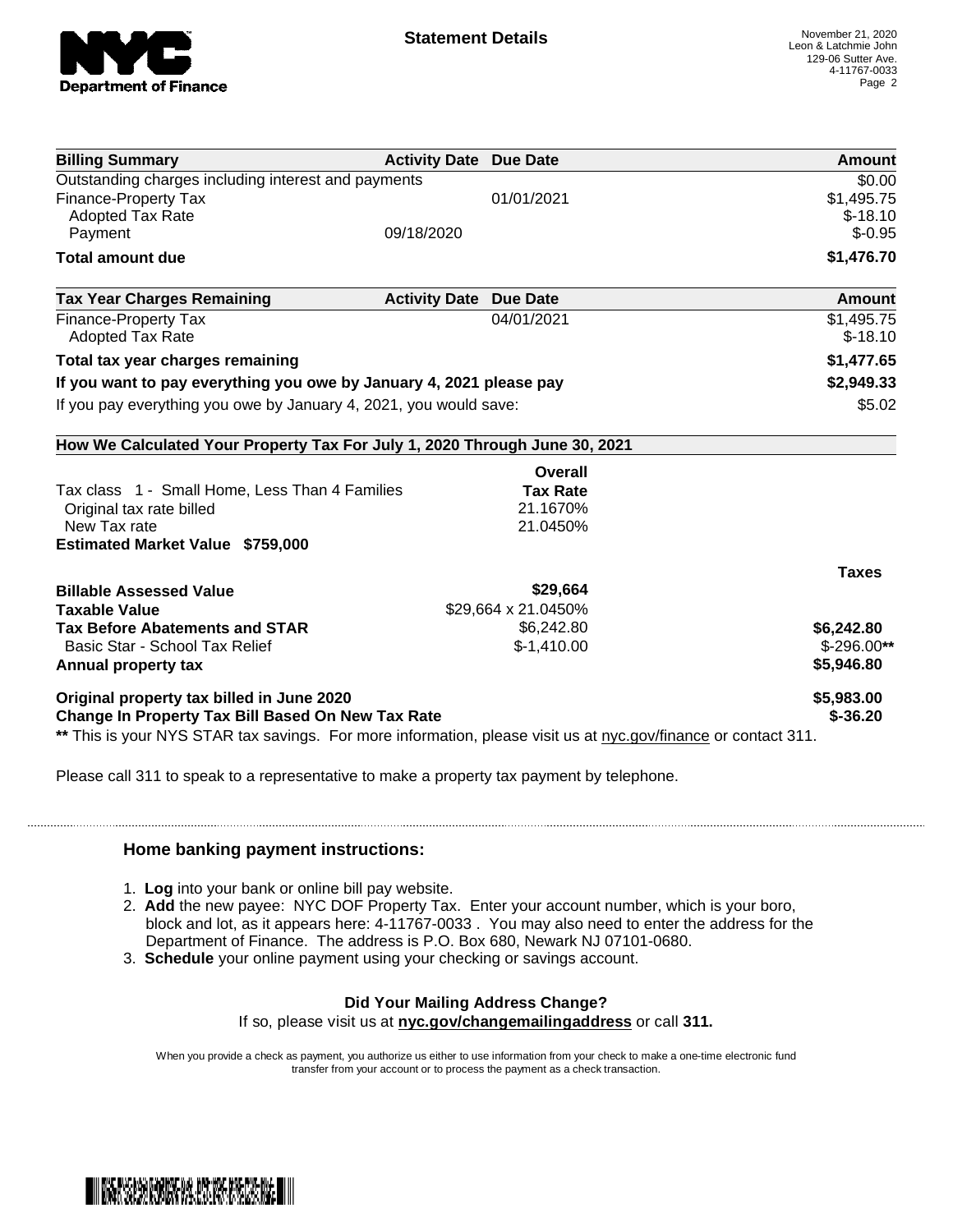**Statement Details**

November 21, 2020
Leon & Latchmie John
129-06 Sutter Ave.
4-11767-0033

| Billing Summary | Activity Date | Due Date | Amount |
|---|---|---|---|
| Outstanding charges including interest and payments | | | $0.00 |
| Finance-Property Tax | | 01/01/2021 | $1,495.75 |
| Adopted Tax Rate | | | $-18.10 |
| Payment | 09/18/2020 | | $-0.95 |
| **Total amount due** | | | **$1,476.70** |

| Tax Year Charges Remaining | Activity Date | Due Date | Amount |
|---|---|---|---|
| Finance-Property Tax | | 04/01/2021 | $1,495.75 |
| Adopted Tax Rate | | | $-18.10 |
| **Total tax year charges remaining** | | | **$1,477.65** |
| **If you want to pay everything you owe by January 4, 2021 please pay** | | | **$2,949.33** |
| If you pay everything you owe by January 4, 2021, you would save: | | | $5.02 |

**How We Calculated Your Property Tax For July 1, 2020 Through June 30, 2021**

| | Overall Tax Rate | |
|---|---|---|
| Tax class 1 - Small Home, Less Than 4 Families | | |
| Original tax rate billed | 21.1670% | |
| New Tax rate | 21.0450% | |
| **Estimated Market Value $759,000** | | |
| | | **Taxes** |
| **Billable Assessed Value** | **$29,664** | |
| **Taxable Value** | $29,664 x 21.0450% | |
| **Tax Before Abatements and STAR** | $6,242.80 | **$6,242.80** |
| Basic Star - School Tax Relief | $-1,410.00 | $-296.00** |
| **Annual property tax** | | **$5,946.80** |
| **Original property tax billed in June 2020** | | **$5,983.00** |
| **Change In Property Tax Bill Based On New Tax Rate** | | **$-36.20** |

** This is your NYS STAR tax savings. For more information, please visit us at nyc.gov/finance or contact 311.

Please call 311 to speak to a representative to make a property tax payment by telephone.

### Home banking payment instructions:

1. **Log** into your bank or online bill pay website.
2. **Add** the new payee: NYC DOF Property Tax. Enter your account number, which is your boro, block and lot, as it appears here: 4-11767-0033 . You may also need to enter the address for the Department of Finance. The address is P.O. Box 680, Newark NJ 07101-0680.
3. **Schedule** your online payment using your checking or savings account.

**Did Your Mailing Address Change?**
If so, please visit us at **nyc.gov/changemailingaddress** or call **311.**

When you provide a check as payment, you authorize us either to use information from your check to make a one-time electronic fund transfer from your account or to process the payment as a check transaction.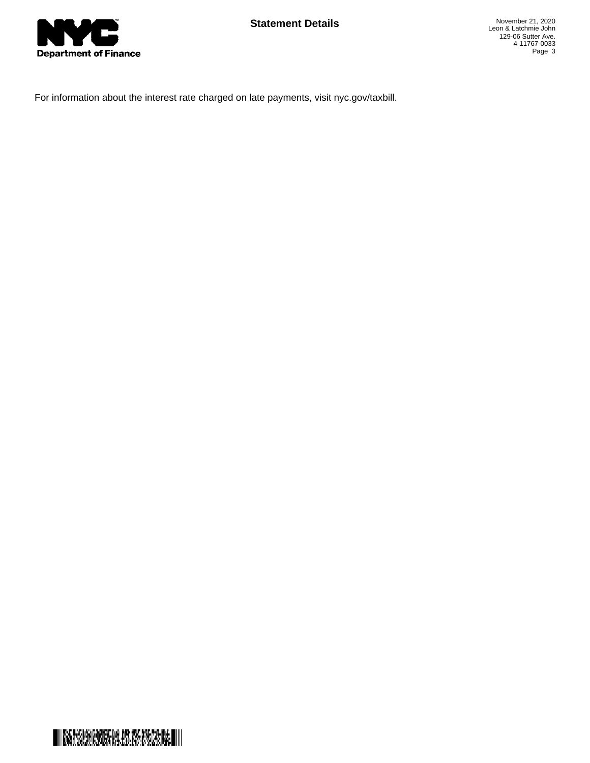For information about the interest rate charged on late payments, visit nyc.gov/taxbill.